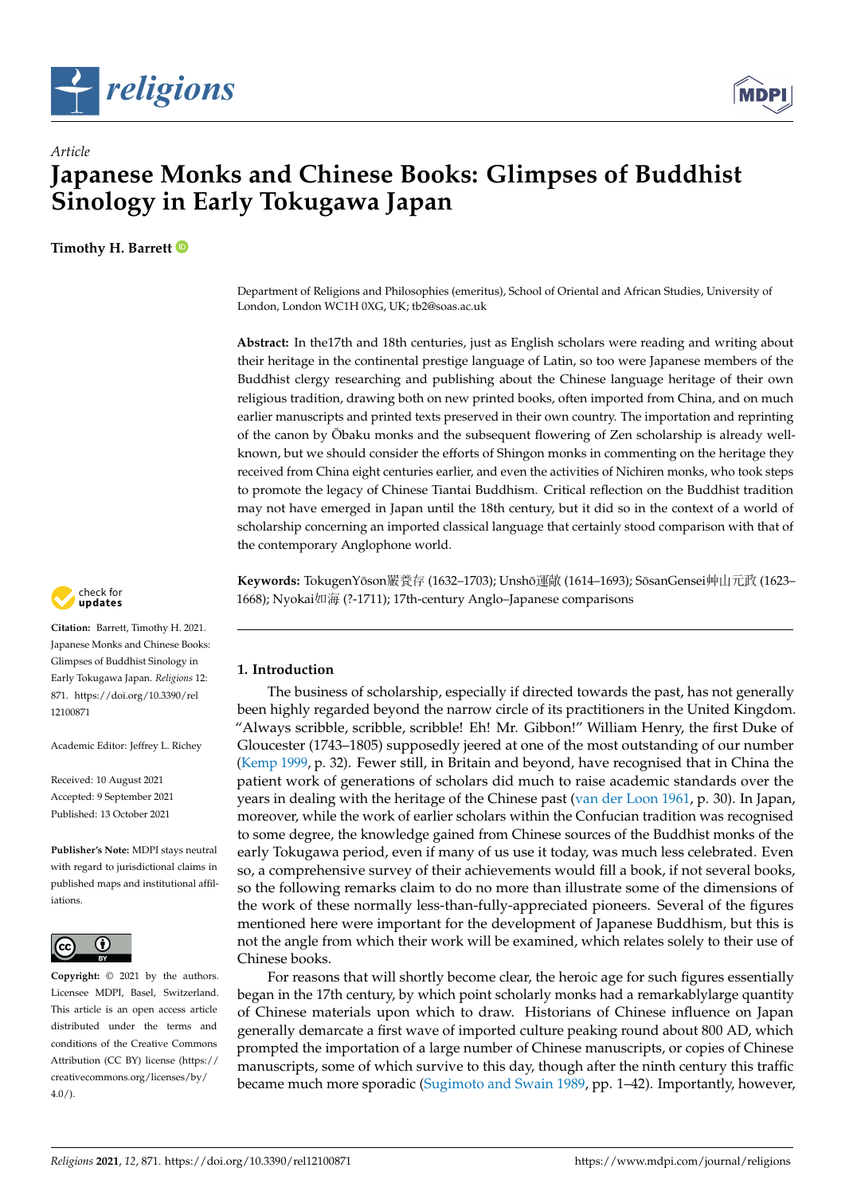*Article*

# Japanese Monks and Chinese Books: Glimpses of Buddhist Sinology in Early Tokugawa Japan

**Timothy H. Barrett**

Department of Religions and Philosophies (emeritus), School of Oriental and African Studies, University of London, London WC1H 0XG, UK; tb2@soas.ac.uk

**Abstract:** In the17th and 18th centuries, just as English scholars were reading and writing about their heritage in the continental prestige language of Latin, so too were Japanese members of the Buddhist clergy researching and publishing about the Chinese language heritage of their own religious tradition, drawing both on new printed books, often imported from China, and on much earlier manuscripts and printed texts preserved in their own country. The importation and reprinting of the canon by Ōbaku monks and the subsequent flowering of Zen scholarship is already well-known, but we should consider the efforts of Shingon monks in commenting on the heritage they received from China eight centuries earlier, and even the activities of Nichiren monks, who took steps to promote the legacy of Chinese Tiantai Buddhism. Critical reflection on the Buddhist tradition may not have emerged in Japan until the 18th century, but it did so in the context of a world of scholarship concerning an imported classical language that certainly stood comparison with that of the contemporary Anglophone world.

**Keywords:** TokugenYōson嚴養存 (1632–1703); Unshō運敞 (1614–1693); SōsanGensei艸山元政 (1623–1668); Nyokai如海 (?-1711); 17th-century Anglo–Japanese comparisons

**Citation:** Barrett, Timothy H. 2021. Japanese Monks and Chinese Books: Glimpses of Buddhist Sinology in Early Tokugawa Japan. *Religions* 12: 871. https://doi.org/10.3390/rel12100871

Academic Editor: Jeffrey L. Richey

Received: 10 August 2021
Accepted: 9 September 2021
Published: 13 October 2021

**Publisher's Note:** MDPI stays neutral with regard to jurisdictional claims in published maps and institutional affiliations.

**Copyright:** © 2021 by the authors. Licensee MDPI, Basel, Switzerland. This article is an open access article distributed under the terms and conditions of the Creative Commons Attribution (CC BY) license (https://creativecommons.org/licenses/by/4.0/).

## 1. Introduction

The business of scholarship, especially if directed towards the past, has not generally been highly regarded beyond the narrow circle of its practitioners in the United Kingdom. "Always scribble, scribble, scribble! Eh! Mr. Gibbon!" William Henry, the first Duke of Gloucester (1743–1805) supposedly jeered at one of the most outstanding of our number (Kemp 1999, p. 32). Fewer still, in Britain and beyond, have recognised that in China the patient work of generations of scholars did much to raise academic standards over the years in dealing with the heritage of the Chinese past (van der Loon 1961, p. 30). In Japan, moreover, while the work of earlier scholars within the Confucian tradition was recognised to some degree, the knowledge gained from Chinese sources of the Buddhist monks of the early Tokugawa period, even if many of us use it today, was much less celebrated. Even so, a comprehensive survey of their achievements would fill a book, if not several books, so the following remarks claim to do no more than illustrate some of the dimensions of the work of these normally less-than-fully-appreciated pioneers. Several of the figures mentioned here were important for the development of Japanese Buddhism, but this is not the angle from which their work will be examined, which relates solely to their use of Chinese books.

For reasons that will shortly become clear, the heroic age for such figures essentially began in the 17th century, by which point scholarly monks had a remarkablylarge quantity of Chinese materials upon which to draw. Historians of Chinese influence on Japan generally demarcate a first wave of imported culture peaking round about 800 AD, which prompted the importation of a large number of Chinese manuscripts, or copies of Chinese manuscripts, some of which survive to this day, though after the ninth century this traffic became much more sporadic (Sugimoto and Swain 1989, pp. 1–42). Importantly, however,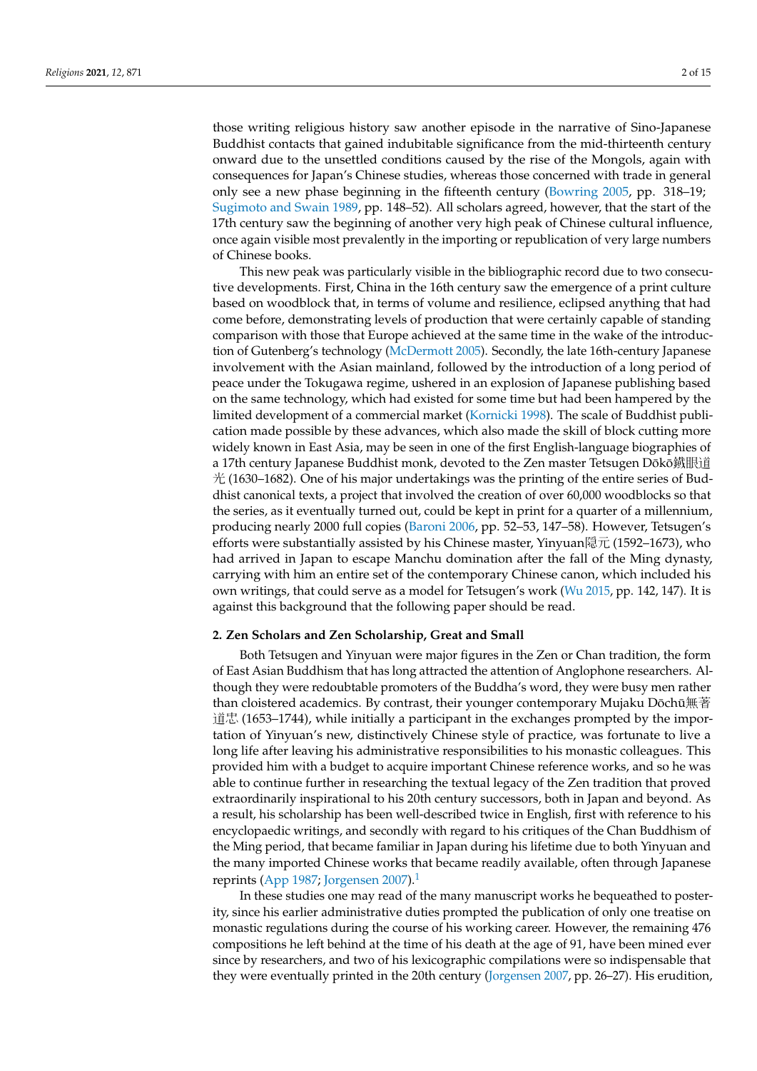those writing religious history saw another episode in the narrative of Sino-Japanese Buddhist contacts that gained indubitable significance from the mid-thirteenth century onward due to the unsettled conditions caused by the rise of the Mongols, again with consequences for Japan's Chinese studies, whereas those concerned with trade in general only see a new phase beginning in the fifteenth century (Bowring 2005, pp. 318–19; Sugimoto and Swain 1989, pp. 148–52). All scholars agreed, however, that the start of the 17th century saw the beginning of another very high peak of Chinese cultural influence, once again visible most prevalently in the importing or republication of very large numbers of Chinese books.

This new peak was particularly visible in the bibliographic record due to two consecutive developments. First, China in the 16th century saw the emergence of a print culture based on woodblock that, in terms of volume and resilience, eclipsed anything that had come before, demonstrating levels of production that were certainly capable of standing comparison with those that Europe achieved at the same time in the wake of the introduction of Gutenberg's technology (McDermott 2005). Secondly, the late 16th-century Japanese involvement with the Asian mainland, followed by the introduction of a long period of peace under the Tokugawa regime, ushered in an explosion of Japanese publishing based on the same technology, which had existed for some time but had been hampered by the limited development of a commercial market (Kornicki 1998). The scale of Buddhist publication made possible by these advances, which also made the skill of block cutting more widely known in East Asia, may be seen in one of the first English-language biographies of a 17th century Japanese Buddhist monk, devoted to the Zen master Tetsugen Dōkō鐵眼道光 (1630–1682). One of his major undertakings was the printing of the entire series of Buddhist canonical texts, a project that involved the creation of over 60,000 woodblocks so that the series, as it eventually turned out, could be kept in print for a quarter of a millennium, producing nearly 2000 full copies (Baroni 2006, pp. 52–53, 147–58). However, Tetsugen's efforts were substantially assisted by his Chinese master, Yinyuan隱元 (1592–1673), who had arrived in Japan to escape Manchu domination after the fall of the Ming dynasty, carrying with him an entire set of the contemporary Chinese canon, which included his own writings, that could serve as a model for Tetsugen's work (Wu 2015, pp. 142, 147). It is against this background that the following paper should be read.

## 2. Zen Scholars and Zen Scholarship, Great and Small

Both Tetsugen and Yinyuan were major figures in the Zen or Chan tradition, the form of East Asian Buddhism that has long attracted the attention of Anglophone researchers. Although they were redoubtable promoters of the Buddha's word, they were busy men rather than cloistered academics. By contrast, their younger contemporary Mujaku Dōchū無著道忠 (1653–1744), while initially a participant in the exchanges prompted by the importation of Yinyuan's new, distinctively Chinese style of practice, was fortunate to live a long life after leaving his administrative responsibilities to his monastic colleagues. This provided him with a budget to acquire important Chinese reference works, and so he was able to continue further in researching the textual legacy of the Zen tradition that proved extraordinarily inspirational to his 20th century successors, both in Japan and beyond. As a result, his scholarship has been well-described twice in English, first with reference to his encyclopaedic writings, and secondly with regard to his critiques of the Chan Buddhism of the Ming period, that became familiar in Japan during his lifetime due to both Yinyuan and the many imported Chinese works that became readily available, often through Japanese reprints (App 1987; Jorgensen 2007).[1]

In these studies one may read of the many manuscript works he bequeathed to posterity, since his earlier administrative duties prompted the publication of only one treatise on monastic regulations during the course of his working career. However, the remaining 476 compositions he left behind at the time of his death at the age of 91, have been mined ever since by researchers, and two of his lexicographic compilations were so indispensable that they were eventually printed in the 20th century (Jorgensen 2007, pp. 26–27). His erudition,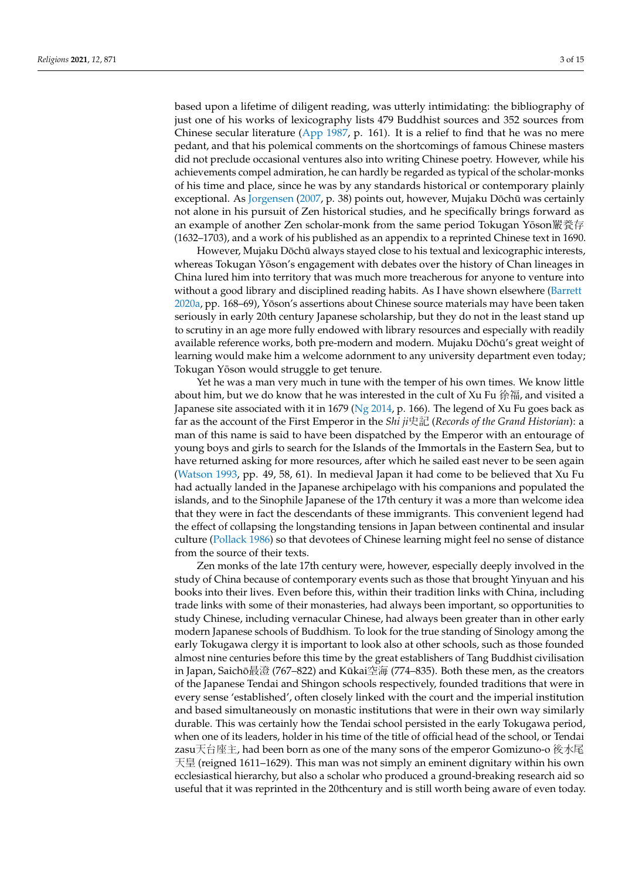based upon a lifetime of diligent reading, was utterly intimidating: the bibliography of just one of his works of lexicography lists 479 Buddhist sources and 352 sources from Chinese secular literature (App 1987, p. 161). It is a relief to find that he was no mere pedant, and that his polemical comments on the shortcomings of famous Chinese masters did not preclude occasional ventures also into writing Chinese poetry. However, while his achievements compel admiration, he can hardly be regarded as typical of the scholar-monks of his time and place, since he was by any standards historical or contemporary plainly exceptional. As Jorgensen (2007, p. 38) points out, however, Mujaku Dōchū was certainly not alone in his pursuit of Zen historical studies, and he specifically brings forward as an example of another Zen scholar-monk from the same period Tokugan Yōson巖養存 (1632–1703), and a work of his published as an appendix to a reprinted Chinese text in 1690.

However, Mujaku Dōchū always stayed close to his textual and lexicographic interests, whereas Tokugan Yōson's engagement with debates over the history of Chan lineages in China lured him into territory that was much more treacherous for anyone to venture into without a good library and disciplined reading habits. As I have shown elsewhere (Barrett 2020a, pp. 168–69), Yōson's assertions about Chinese source materials may have been taken seriously in early 20th century Japanese scholarship, but they do not in the least stand up to scrutiny in an age more fully endowed with library resources and especially with readily available reference works, both pre-modern and modern. Mujaku Dōchū's great weight of learning would make him a welcome adornment to any university department even today; Tokugan Yōson would struggle to get tenure.

Yet he was a man very much in tune with the temper of his own times. We know little about him, but we do know that he was interested in the cult of Xu Fu 徐福, and visited a Japanese site associated with it in 1679 (Ng 2014, p. 166). The legend of Xu Fu goes back as far as the account of the First Emperor in the *Shi ji*史記 (*Records of the Grand Historian*): a man of this name is said to have been dispatched by the Emperor with an entourage of young boys and girls to search for the Islands of the Immortals in the Eastern Sea, but to have returned asking for more resources, after which he sailed east never to be seen again (Watson 1993, pp. 49, 58, 61). In medieval Japan it had come to be believed that Xu Fu had actually landed in the Japanese archipelago with his companions and populated the islands, and to the Sinophile Japanese of the 17th century it was a more than welcome idea that they were in fact the descendants of these immigrants. This convenient legend had the effect of collapsing the longstanding tensions in Japan between continental and insular culture (Pollack 1986) so that devotees of Chinese learning might feel no sense of distance from the source of their texts.

Zen monks of the late 17th century were, however, especially deeply involved in the study of China because of contemporary events such as those that brought Yinyuan and his books into their lives. Even before this, within their tradition links with China, including trade links with some of their monasteries, had always been important, so opportunities to study Chinese, including vernacular Chinese, had always been greater than in other early modern Japanese schools of Buddhism. To look for the true standing of Sinology among the early Tokugawa clergy it is important to look also at other schools, such as those founded almost nine centuries before this time by the great establishers of Tang Buddhist civilisation in Japan, Saichō最澄 (767–822) and Kūkai空海 (774–835). Both these men, as the creators of the Japanese Tendai and Shingon schools respectively, founded traditions that were in every sense 'established', often closely linked with the court and the imperial institution and based simultaneously on monastic institutions that were in their own way similarly durable. This was certainly how the Tendai school persisted in the early Tokugawa period, when one of its leaders, holder in his time of the title of official head of the school, or Tendai zasu天台座主, had been born as one of the many sons of the emperor Gomizuno-o 後水尾天皇 (reigned 1611–1629). This man was not simply an eminent dignitary within his own ecclesiastical hierarchy, but also a scholar who produced a ground-breaking research aid so useful that it was reprinted in the 20thcentury and is still worth being aware of even today.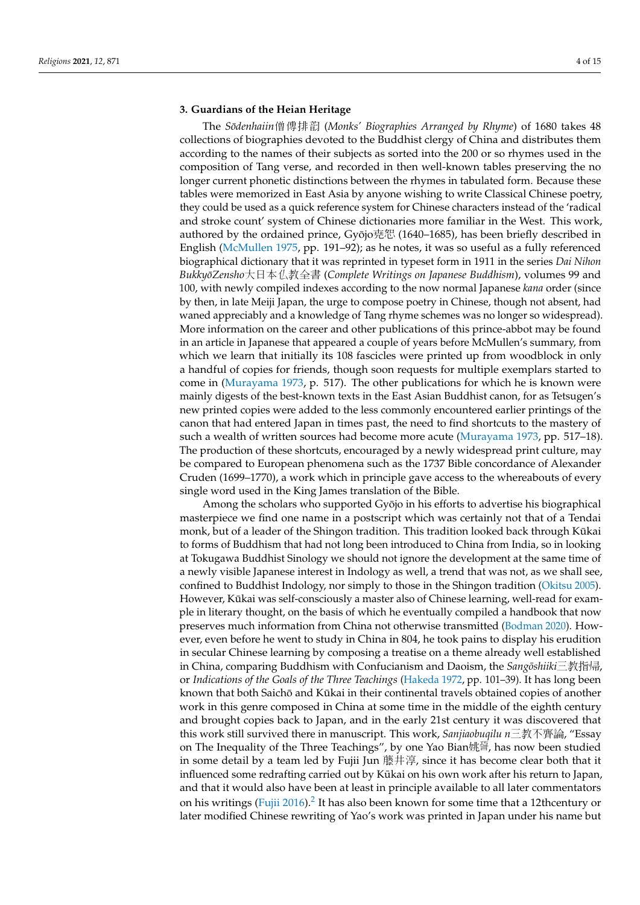### 3. Guardians of the Heian Heritage

The *Sōdenhaiin*僧傳排韵 (*Monks' Biographies Arranged by Rhyme*) of 1680 takes 48 collections of biographies devoted to the Buddhist clergy of China and distributes them according to the names of their subjects as sorted into the 200 or so rhymes used in the composition of Tang verse, and recorded in then well-known tables preserving the no longer current phonetic distinctions between the rhymes in tabulated form. Because these tables were memorized in East Asia by anyone wishing to write Classical Chinese poetry, they could be used as a quick reference system for Chinese characters instead of the 'radical and stroke count' system of Chinese dictionaries more familiar in the West. This work, authored by the ordained prince, Gyōjo尭恕 (1640–1685), has been briefly described in English (McMullen 1975, pp. 191–92); as he notes, it was so useful as a fully referenced biographical dictionary that it was reprinted in typeset form in 1911 in the series *Dai Nihon BukkyōZensho*大日本仏教全書 (*Complete Writings on Japanese Buddhism*), volumes 99 and 100, with newly compiled indexes according to the now normal Japanese *kana* order (since by then, in late Meiji Japan, the urge to compose poetry in Chinese, though not absent, had waned appreciably and a knowledge of Tang rhyme schemes was no longer so widespread). More information on the career and other publications of this prince-abbot may be found in an article in Japanese that appeared a couple of years before McMullen's summary, from which we learn that initially its 108 fascicles were printed up from woodblock in only a handful of copies for friends, though soon requests for multiple exemplars started to come in (Murayama 1973, p. 517). The other publications for which he is known were mainly digests of the best-known texts in the East Asian Buddhist canon, for as Tetsugen's new printed copies were added to the less commonly encountered earlier printings of the canon that had entered Japan in times past, the need to find shortcuts to the mastery of such a wealth of written sources had become more acute (Murayama 1973, pp. 517–18). The production of these shortcuts, encouraged by a newly widespread print culture, may be compared to European phenomena such as the 1737 Bible concordance of Alexander Cruden (1699–1770), a work which in principle gave access to the whereabouts of every single word used in the King James translation of the Bible.

Among the scholars who supported Gyōjo in his efforts to advertise his biographical masterpiece we find one name in a postscript which was certainly not that of a Tendai monk, but of a leader of the Shingon tradition. This tradition looked back through Kūkai to forms of Buddhism that had not long been introduced to China from India, so in looking at Tokugawa Buddhist Sinology we should not ignore the development at the same time of a newly visible Japanese interest in Indology as well, a trend that was not, as we shall see, confined to Buddhist Indology, nor simply to those in the Shingon tradition (Okitsu 2005). However, Kūkai was self-consciously a master also of Chinese learning, well-read for example in literary thought, on the basis of which he eventually compiled a handbook that now preserves much information from China not otherwise transmitted (Bodman 2020). However, even before he went to study in China in 804, he took pains to display his erudition in secular Chinese learning by composing a treatise on a theme already well established in China, comparing Buddhism with Confucianism and Daoism, the *Sangōshiiki*三教指帰, or *Indications of the Goals of the Three Teachings* (Hakeda 1972, pp. 101–39). It has long been known that both Saichō and Kūkai in their continental travels obtained copies of another work in this genre composed in China at some time in the middle of the eighth century and brought copies back to Japan, and in the early 21st century it was discovered that this work still survived there in manuscript. This work, *Sanjiaobuqilu n*三教不齊論, "Essay on The Inequality of the Three Teachings", by one Yao Bian姚䛒, has now been studied in some detail by a team led by Fujii Jun 藤井淳, since it has become clear both that it influenced some redrafting carried out by Kūkai on his own work after his return to Japan, and that it would also have been at least in principle available to all later commentators on his writings (Fujii 2016).[2] It has also been known for some time that a 12thcentury or later modified Chinese rewriting of Yao's work was printed in Japan under his name but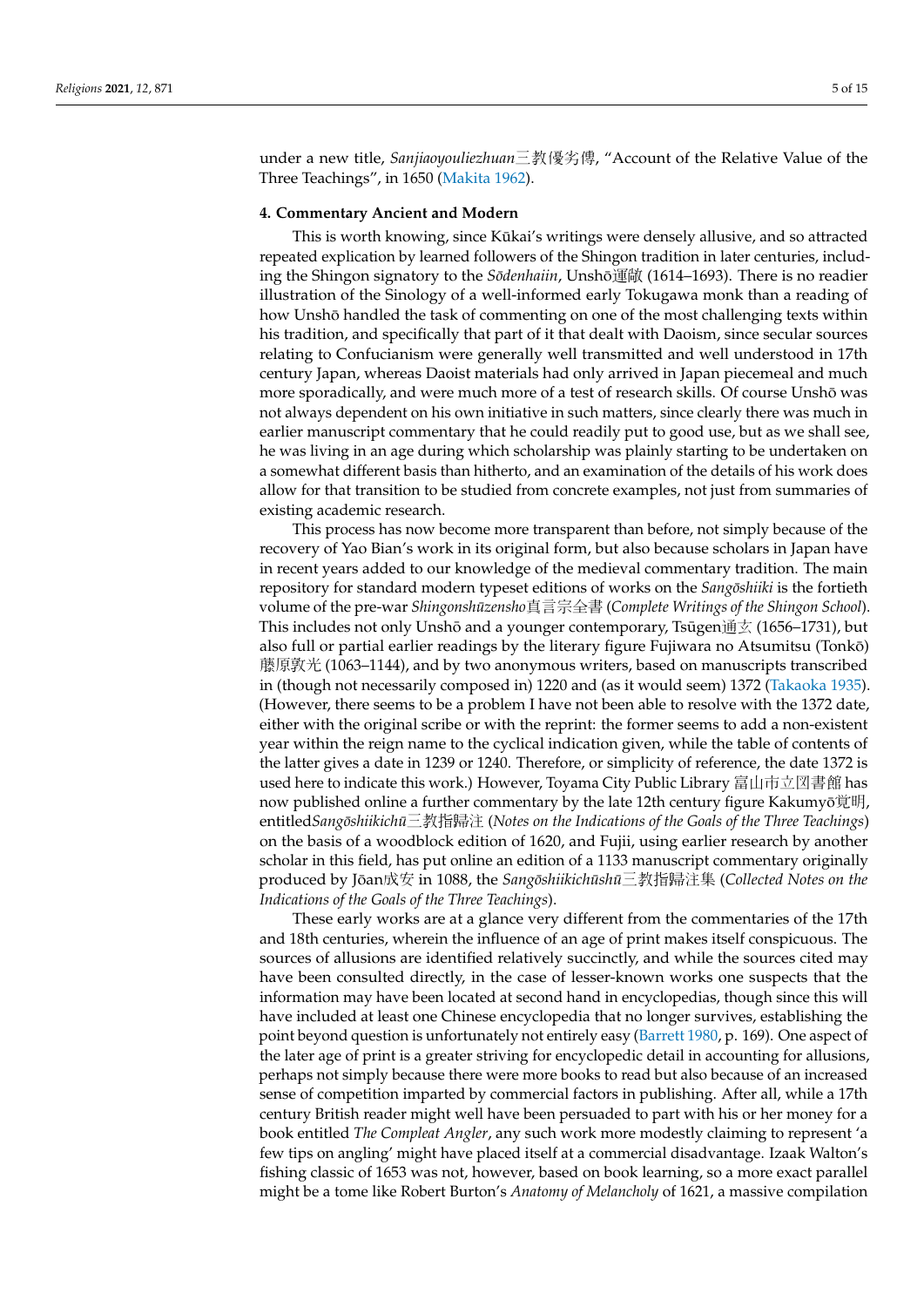under a new title, *Sanjiaoyouliezhuan*三教優劣傳, "Account of the Relative Value of the Three Teachings", in 1650 (Makita 1962).

#### 4. Commentary Ancient and Modern

This is worth knowing, since Kūkai's writings were densely allusive, and so attracted repeated explication by learned followers of the Shingon tradition in later centuries, including the Shingon signatory to the *Sōdenhaiin*, Unshō運敞 (1614–1693). There is no readier illustration of the Sinology of a well-informed early Tokugawa monk than a reading of how Unshō handled the task of commenting on one of the most challenging texts within his tradition, and specifically that part of it that dealt with Daoism, since secular sources relating to Confucianism were generally well transmitted and well understood in 17th century Japan, whereas Daoist materials had only arrived in Japan piecemeal and much more sporadically, and were much more of a test of research skills. Of course Unshō was not always dependent on his own initiative in such matters, since clearly there was much in earlier manuscript commentary that he could readily put to good use, but as we shall see, he was living in an age during which scholarship was plainly starting to be undertaken on a somewhat different basis than hitherto, and an examination of the details of his work does allow for that transition to be studied from concrete examples, not just from summaries of existing academic research.

This process has now become more transparent than before, not simply because of the recovery of Yao Bian's work in its original form, but also because scholars in Japan have in recent years added to our knowledge of the medieval commentary tradition. The main repository for standard modern typeset editions of works on the *Sangōshiiki* is the fortieth volume of the pre-war *Shingonshūzensho*真言宗全書 (*Complete Writings of the Shingon School*). This includes not only Unshō and a younger contemporary, Tsūgen通玄 (1656–1731), but also full or partial earlier readings by the literary figure Fujiwara no Atsumitsu (Tonkō) 藤原敦光 (1063–1144), and by two anonymous writers, based on manuscripts transcribed in (though not necessarily composed in) 1220 and (as it would seem) 1372 (Takaoka 1935). (However, there seems to be a problem I have not been able to resolve with the 1372 date, either with the original scribe or with the reprint: the former seems to add a non-existent year within the reign name to the cyclical indication given, while the table of contents of the latter gives a date in 1239 or 1240. Therefore, or simplicity of reference, the date 1372 is used here to indicate this work.) However, Toyama City Public Library 富山市立図書館 has now published online a further commentary by the late 12th century figure Kakumyō覚明, entitled*Sangōshiikichū*三教指歸注 (*Notes on the Indications of the Goals of the Three Teachings*) on the basis of a woodblock edition of 1620, and Fujii, using earlier research by another scholar in this field, has put online an edition of a 1133 manuscript commentary originally produced by Jōan成安 in 1088, the *Sangōshiikichūshū*三教指歸注集 (*Collected Notes on the Indications of the Goals of the Three Teachings*).

These early works are at a glance very different from the commentaries of the 17th and 18th centuries, wherein the influence of an age of print makes itself conspicuous. The sources of allusions are identified relatively succinctly, and while the sources cited may have been consulted directly, in the case of lesser-known works one suspects that the information may have been located at second hand in encyclopedias, though since this will have included at least one Chinese encyclopedia that no longer survives, establishing the point beyond question is unfortunately not entirely easy (Barrett 1980, p. 169). One aspect of the later age of print is a greater striving for encyclopedic detail in accounting for allusions, perhaps not simply because there were more books to read but also because of an increased sense of competition imparted by commercial factors in publishing. After all, while a 17th century British reader might well have been persuaded to part with his or her money for a book entitled *The Compleat Angler*, any such work more modestly claiming to represent 'a few tips on angling' might have placed itself at a commercial disadvantage. Izaak Walton's fishing classic of 1653 was not, however, based on book learning, so a more exact parallel might be a tome like Robert Burton's *Anatomy of Melancholy* of 1621, a massive compilation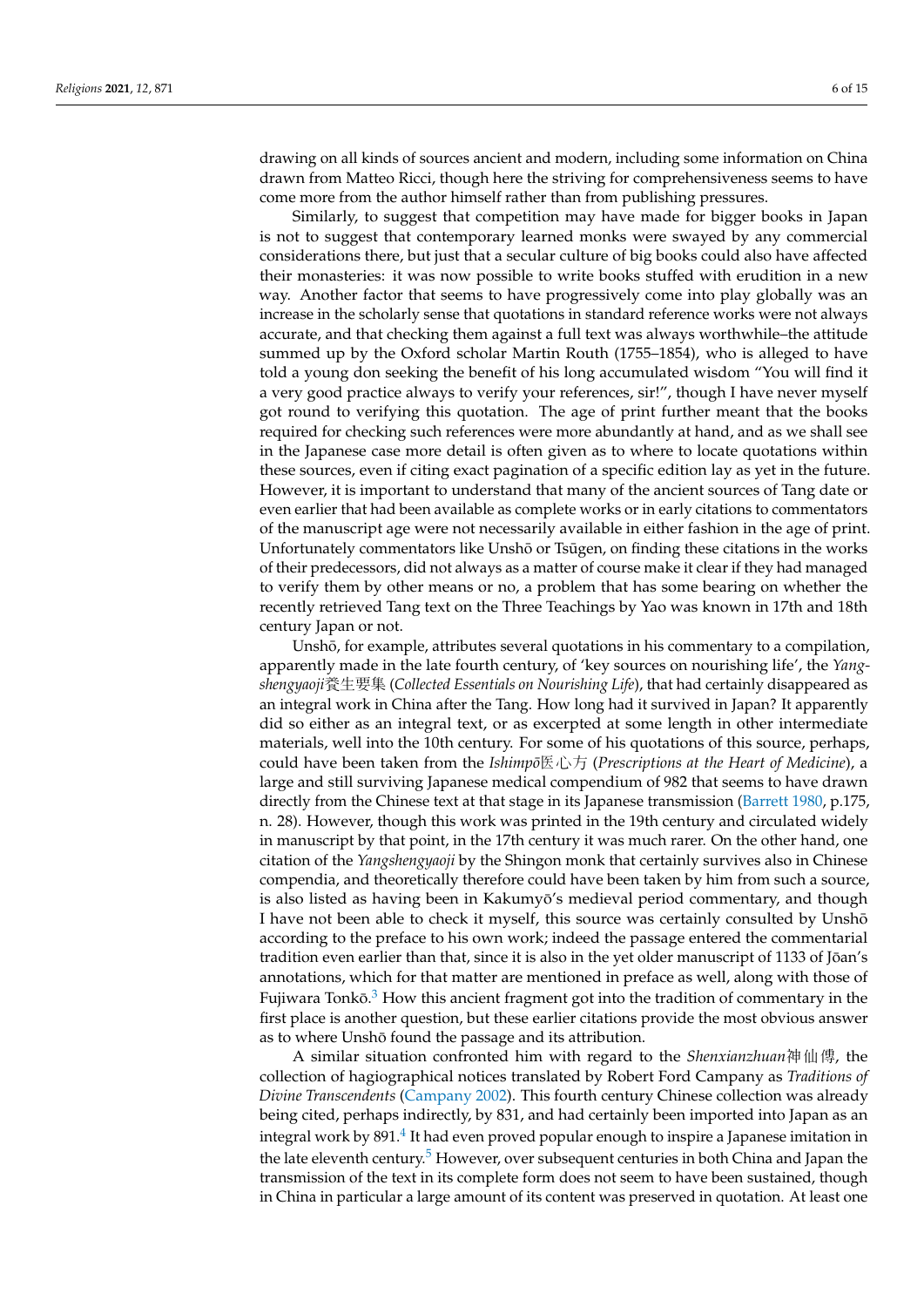drawing on all kinds of sources ancient and modern, including some information on China drawn from Matteo Ricci, though here the striving for comprehensiveness seems to have come more from the author himself rather than from publishing pressures.

Similarly, to suggest that competition may have made for bigger books in Japan is not to suggest that contemporary learned monks were swayed by any commercial considerations there, but just that a secular culture of big books could also have affected their monasteries: it was now possible to write books stuffed with erudition in a new way. Another factor that seems to have progressively come into play globally was an increase in the scholarly sense that quotations in standard reference works were not always accurate, and that checking them against a full text was always worthwhile–the attitude summed up by the Oxford scholar Martin Routh (1755–1854), who is alleged to have told a young don seeking the benefit of his long accumulated wisdom "You will find it a very good practice always to verify your references, sir!", though I have never myself got round to verifying this quotation. The age of print further meant that the books required for checking such references were more abundantly at hand, and as we shall see in the Japanese case more detail is often given as to where to locate quotations within these sources, even if citing exact pagination of a specific edition lay as yet in the future. However, it is important to understand that many of the ancient sources of Tang date or even earlier that had been available as complete works or in early citations to commentators of the manuscript age were not necessarily available in either fashion in the age of print. Unfortunately commentators like Unshō or Tsūgen, on finding these citations in the works of their predecessors, did not always as a matter of course make it clear if they had managed to verify them by other means or no, a problem that has some bearing on whether the recently retrieved Tang text on the Three Teachings by Yao was known in 17th and 18th century Japan or not.

Unshō, for example, attributes several quotations in his commentary to a compilation, apparently made in the late fourth century, of 'key sources on nourishing life', the *Yangshengyaoji*養生要集 (*Collected Essentials on Nourishing Life*), that had certainly disappeared as an integral work in China after the Tang. How long had it survived in Japan? It apparently did so either as an integral text, or as excerpted at some length in other intermediate materials, well into the 10th century. For some of his quotations of this source, perhaps, could have been taken from the *Ishimpō*医心方 (*Prescriptions at the Heart of Medicine*), a large and still surviving Japanese medical compendium of 982 that seems to have drawn directly from the Chinese text at that stage in its Japanese transmission (Barrett 1980, p.175, n. 28). However, though this work was printed in the 19th century and circulated widely in manuscript by that point, in the 17th century it was much rarer. On the other hand, one citation of the *Yangshengyaoji* by the Shingon monk that certainly survives also in Chinese compendia, and theoretically therefore could have been taken by him from such a source, is also listed as having been in Kakumyō's medieval period commentary, and though I have not been able to check it myself, this source was certainly consulted by Unshō according to the preface to his own work; indeed the passage entered the commentarial tradition even earlier than that, since it is also in the yet older manuscript of 1133 of Jōan's annotations, which for that matter are mentioned in preface as well, along with those of Fujiwara Tonkō.[3] How this ancient fragment got into the tradition of commentary in the first place is another question, but these earlier citations provide the most obvious answer as to where Unshō found the passage and its attribution.

A similar situation confronted him with regard to the *Shenxianzhuan*神仙傳, the collection of hagiographical notices translated by Robert Ford Campany as *Traditions of Divine Transcendents* (Campany 2002). This fourth century Chinese collection was already being cited, perhaps indirectly, by 831, and had certainly been imported into Japan as an integral work by 891.[4] It had even proved popular enough to inspire a Japanese imitation in the late eleventh century.[5] However, over subsequent centuries in both China and Japan the transmission of the text in its complete form does not seem to have been sustained, though in China in particular a large amount of its content was preserved in quotation. At least one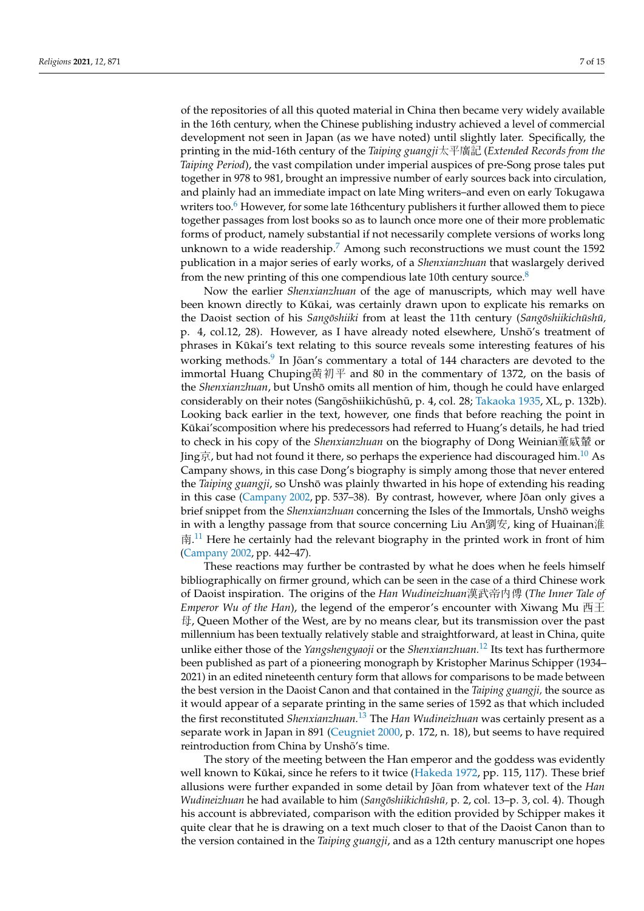of the repositories of all this quoted material in China then became very widely available in the 16th century, when the Chinese publishing industry achieved a level of commercial development not seen in Japan (as we have noted) until slightly later. Specifically, the printing in the mid-16th century of the *Taiping guangji*太平廣記 (*Extended Records from the Taiping Period*), the vast compilation under imperial auspices of pre-Song prose tales put together in 978 to 981, brought an impressive number of early sources back into circulation, and plainly had an immediate impact on late Ming writers–and even on early Tokugawa writers too.[6] However, for some late 16thcentury publishers it further allowed them to piece together passages from lost books so as to launch once more one of their more problematic forms of product, namely substantial if not necessarily complete versions of works long unknown to a wide readership.[7] Among such reconstructions we must count the 1592 publication in a major series of early works, of a *Shenxianzhuan* that waslargely derived from the new printing of this one compendious late 10th century source.[8]

Now the earlier *Shenxianzhuan* of the age of manuscripts, which may well have been known directly to Kūkai, was certainly drawn upon to explicate his remarks on the Daoist section of his *Sangōshiiki* from at least the 11th century (*Sangōshiikichūshū*, p. 4, col.12, 28). However, as I have already noted elsewhere, Unshō's treatment of phrases in Kūkai's text relating to this source reveals some interesting features of his working methods.[9] In Jōan's commentary a total of 144 characters are devoted to the immortal Huang Chuping黃初平 and 80 in the commentary of 1372, on the basis of the *Shenxianzhuan*, but Unshō omits all mention of him, though he could have enlarged considerably on their notes (Sangōshiikichūshū, p. 4, col. 28; Takaoka 1935, XL, p. 132b). Looking back earlier in the text, however, one finds that before reaching the point in Kūkai'scomposition where his predecessors had referred to Huang's details, he had tried to check in his copy of the *Shenxianzhuan* on the biography of Dong Weinian董威輦 or Jing京, but had not found it there, so perhaps the experience had discouraged him.[10] As Campany shows, in this case Dong's biography is simply among those that never entered the *Taiping guangji*, so Unshō was plainly thwarted in his hope of extending his reading in this case (Campany 2002, pp. 537–38). By contrast, however, where Jōan only gives a brief snippet from the *Shenxianzhuan* concerning the Isles of the Immortals, Unshō weighs in with a lengthy passage from that source concerning Liu An劉安, king of Huainan淮南.[11] Here he certainly had the relevant biography in the printed work in front of him (Campany 2002, pp. 442–47).

These reactions may further be contrasted by what he does when he feels himself bibliographically on firmer ground, which can be seen in the case of a third Chinese work of Daoist inspiration. The origins of the *Han Wudineizhuan*漢武帝內傳 (*The Inner Tale of Emperor Wu of the Han*), the legend of the emperor's encounter with Xiwang Mu 西王母, Queen Mother of the West, are by no means clear, but its transmission over the past millennium has been textually relatively stable and straightforward, at least in China, quite unlike either those of the *Yangshengyaoji* or the *Shenxianzhuan*.[12] Its text has furthermore been published as part of a pioneering monograph by Kristopher Marinus Schipper (1934–2021) in an edited nineteenth century form that allows for comparisons to be made between the best version in the Daoist Canon and that contained in the *Taiping guangji,* the source as it would appear of a separate printing in the same series of 1592 as that which included the first reconstituted *Shenxianzhuan.*[13] The *Han Wudineizhuan* was certainly present as a separate work in Japan in 891 (Ceugniet 2000, p. 172, n. 18), but seems to have required reintroduction from China by Unshō's time.

The story of the meeting between the Han emperor and the goddess was evidently well known to Kūkai, since he refers to it twice (Hakeda 1972, pp. 115, 117). These brief allusions were further expanded in some detail by Jōan from whatever text of the *Han Wudineizhuan* he had available to him (*Sangōshiikichūshū,* p. 2, col. 13–p. 3, col. 4). Though his account is abbreviated, comparison with the edition provided by Schipper makes it quite clear that he is drawing on a text much closer to that of the Daoist Canon than to the version contained in the *Taiping guangji*, and as a 12th century manuscript one hopes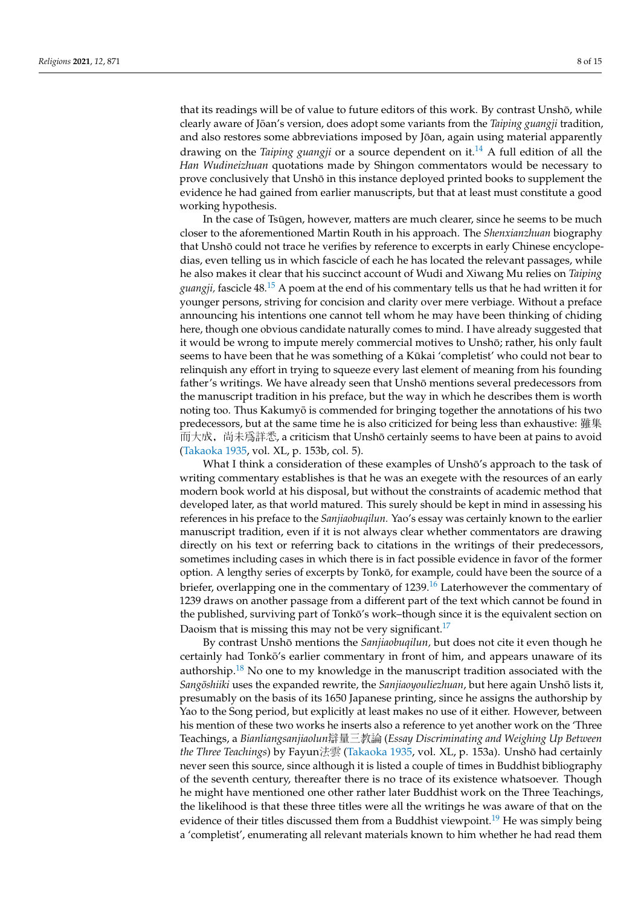that its readings will be of value to future editors of this work. By contrast Unshō, while clearly aware of Jōan's version, does adopt some variants from the *Taiping guangji* tradition, and also restores some abbreviations imposed by Jōan, again using material apparently drawing on the *Taiping guangji* or a source dependent on it.[14] A full edition of all the *Han Wudineizhuan* quotations made by Shingon commentators would be necessary to prove conclusively that Unshō in this instance deployed printed books to supplement the evidence he had gained from earlier manuscripts, but that at least must constitute a good working hypothesis.

In the case of Tsūgen, however, matters are much clearer, since he seems to be much closer to the aforementioned Martin Routh in his approach. The *Shenxianzhuan* biography that Unshō could not trace he verifies by reference to excerpts in early Chinese encyclopedias, even telling us in which fascicle of each he has located the relevant passages, while he also makes it clear that his succinct account of Wudi and Xiwang Mu relies on *Taiping guangji,* fascicle 48.[15] A poem at the end of his commentary tells us that he had written it for younger persons, striving for concision and clarity over mere verbiage. Without a preface announcing his intentions one cannot tell whom he may have been thinking of chiding here, though one obvious candidate naturally comes to mind. I have already suggested that it would be wrong to impute merely commercial motives to Unshō; rather, his only fault seems to have been that he was something of a Kūkai 'completist' who could not bear to relinquish any effort in trying to squeeze every last element of meaning from his founding father's writings. We have already seen that Unshō mentions several predecessors from the manuscript tradition in his preface, but the way in which he describes them is worth noting too. Thus Kakumyō is commended for bringing together the annotations of his two predecessors, but at the same time he is also criticized for being less than exhaustive: 雖集而大成，尚未爲詳悉, a criticism that Unshō certainly seems to have been at pains to avoid (Takaoka 1935, vol. XL, p. 153b, col. 5).

What I think a consideration of these examples of Unshō's approach to the task of writing commentary establishes is that he was an exegete with the resources of an early modern book world at his disposal, but without the constraints of academic method that developed later, as that world matured. This surely should be kept in mind in assessing his references in his preface to the *Sanjiaobuqilun.* Yao's essay was certainly known to the earlier manuscript tradition, even if it is not always clear whether commentators are drawing directly on his text or referring back to citations in the writings of their predecessors, sometimes including cases in which there is in fact possible evidence in favor of the former option. A lengthy series of excerpts by Tonkō, for example, could have been the source of a briefer, overlapping one in the commentary of 1239.[16] Laterhowever the commentary of 1239 draws on another passage from a different part of the text which cannot be found in the published, surviving part of Tonkō's work–though since it is the equivalent section on Daoism that is missing this may not be very significant.[17]

By contrast Unshō mentions the *Sanjiaobuqilun,* but does not cite it even though he certainly had Tonkō's earlier commentary in front of him, and appears unaware of its authorship.[18] No one to my knowledge in the manuscript tradition associated with the *Sangōshiiki* uses the expanded rewrite, the *Sanjiaoyouliezhuan*, but here again Unshō lists it, presumably on the basis of its 1650 Japanese printing, since he assigns the authorship by Yao to the Song period, but explicitly at least makes no use of it either. However, between his mention of these two works he inserts also a reference to yet another work on the 'Three Teachings, a *Bianliangsanjiaolun*辯量三教論 (*Essay Discriminating and Weighing Up Between the Three Teachings*) by Fayun法雲 (Takaoka 1935, vol. XL, p. 153a). Unshō had certainly never seen this source, since although it is listed a couple of times in Buddhist bibliography of the seventh century, thereafter there is no trace of its existence whatsoever. Though he might have mentioned one other rather later Buddhist work on the Three Teachings, the likelihood is that these three titles were all the writings he was aware of that on the evidence of their titles discussed them from a Buddhist viewpoint.[19] He was simply being a 'completist', enumerating all relevant materials known to him whether he had read them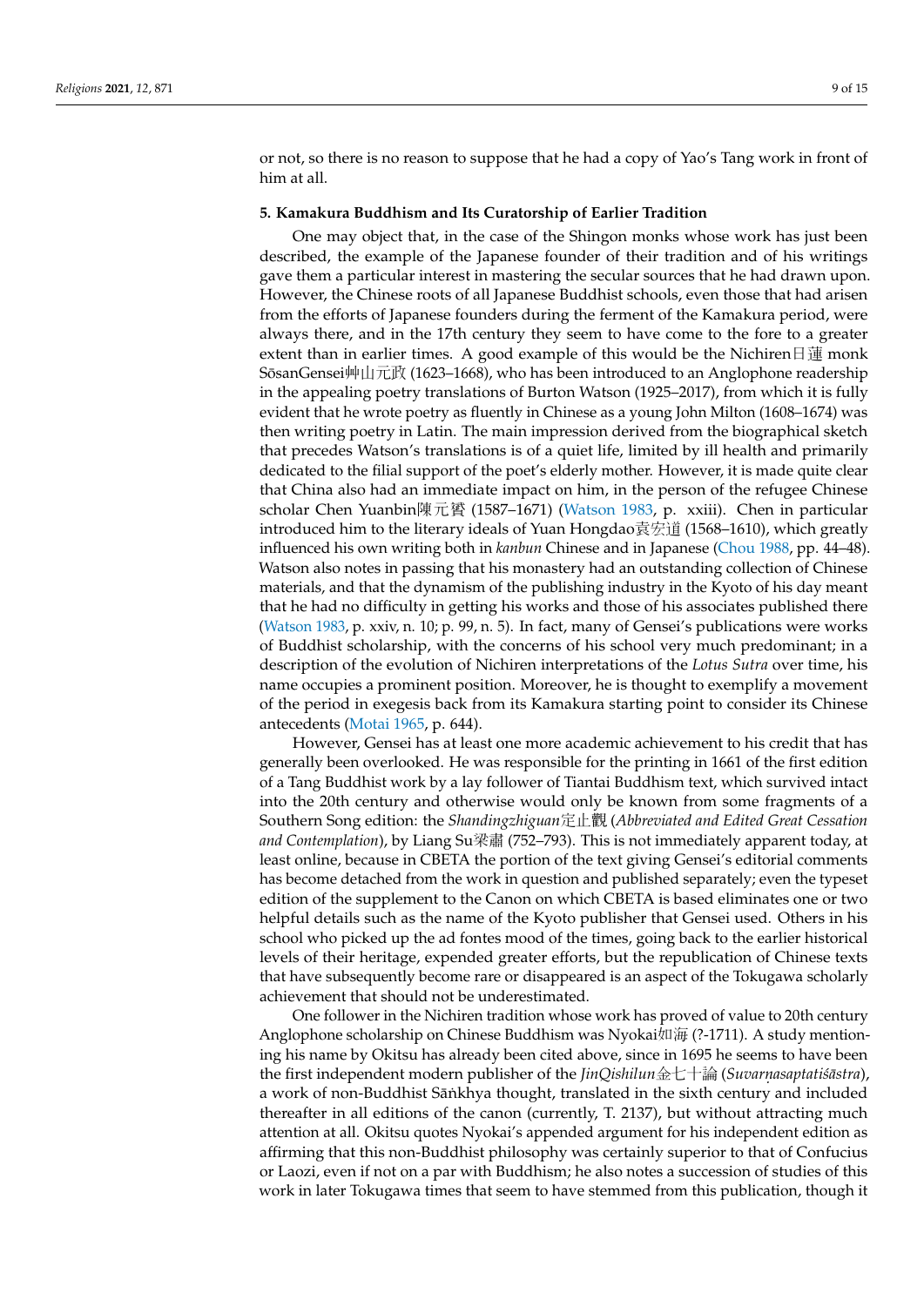or not, so there is no reason to suppose that he had a copy of Yao's Tang work in front of him at all.

**5. Kamakura Buddhism and Its Curatorship of Earlier Tradition**

One may object that, in the case of the Shingon monks whose work has just been described, the example of the Japanese founder of their tradition and of his writings gave them a particular interest in mastering the secular sources that he had drawn upon. However, the Chinese roots of all Japanese Buddhist schools, even those that had arisen from the efforts of Japanese founders during the ferment of the Kamakura period, were always there, and in the 17th century they seem to have come to the fore to a greater extent than in earlier times. A good example of this would be the Nichiren日蓮 monk SōsanGensei艸山元政 (1623–1668), who has been introduced to an Anglophone readership in the appealing poetry translations of Burton Watson (1925–2017), from which it is fully evident that he wrote poetry as fluently in Chinese as a young John Milton (1608–1674) was then writing poetry in Latin. The main impression derived from the biographical sketch that precedes Watson's translations is of a quiet life, limited by ill health and primarily dedicated to the filial support of the poet's elderly mother. However, it is made quite clear that China also had an immediate impact on him, in the person of the refugee Chinese scholar Chen Yuanbin陳元贇 (1587–1671) (Watson 1983, p. xxiii). Chen in particular introduced him to the literary ideals of Yuan Hongdao袁宏道 (1568–1610), which greatly influenced his own writing both in *kanbun* Chinese and in Japanese (Chou 1988, pp. 44–48). Watson also notes in passing that his monastery had an outstanding collection of Chinese materials, and that the dynamism of the publishing industry in the Kyoto of his day meant that he had no difficulty in getting his works and those of his associates published there (Watson 1983, p. xxiv, n. 10; p. 99, n. 5). In fact, many of Gensei's publications were works of Buddhist scholarship, with the concerns of his school very much predominant; in a description of the evolution of Nichiren interpretations of the *Lotus Sutra* over time, his name occupies a prominent position. Moreover, he is thought to exemplify a movement of the period in exegesis back from its Kamakura starting point to consider its Chinese antecedents (Motai 1965, p. 644).

However, Gensei has at least one more academic achievement to his credit that has generally been overlooked. He was responsible for the printing in 1661 of the first edition of a Tang Buddhist work by a lay follower of Tiantai Buddhism text, which survived intact into the 20th century and otherwise would only be known from some fragments of a Southern Song edition: the *Shandingzhiguan*定止觀 (*Abbreviated and Edited Great Cessation and Contemplation*), by Liang Su梁肅 (752–793). This is not immediately apparent today, at least online, because in CBETA the portion of the text giving Gensei's editorial comments has become detached from the work in question and published separately; even the typeset edition of the supplement to the Canon on which CBETA is based eliminates one or two helpful details such as the name of the Kyoto publisher that Gensei used. Others in his school who picked up the ad fontes mood of the times, going back to the earlier historical levels of their heritage, expended greater efforts, but the republication of Chinese texts that have subsequently become rare or disappeared is an aspect of the Tokugawa scholarly achievement that should not be underestimated.

One follower in the Nichiren tradition whose work has proved of value to 20th century Anglophone scholarship on Chinese Buddhism was Nyokai如海 (?-1711). A study mentioning his name by Okitsu has already been cited above, since in 1695 he seems to have been the first independent modern publisher of the *JinQishilun*金七十論 (*Suvarṇasaptatiśāstra*), a work of non-Buddhist Sāṅkhya thought, translated in the sixth century and included thereafter in all editions of the canon (currently, T. 2137), but without attracting much attention at all. Okitsu quotes Nyokai's appended argument for his independent edition as affirming that this non-Buddhist philosophy was certainly superior to that of Confucius or Laozi, even if not on a par with Buddhism; he also notes a succession of studies of this work in later Tokugawa times that seem to have stemmed from this publication, though it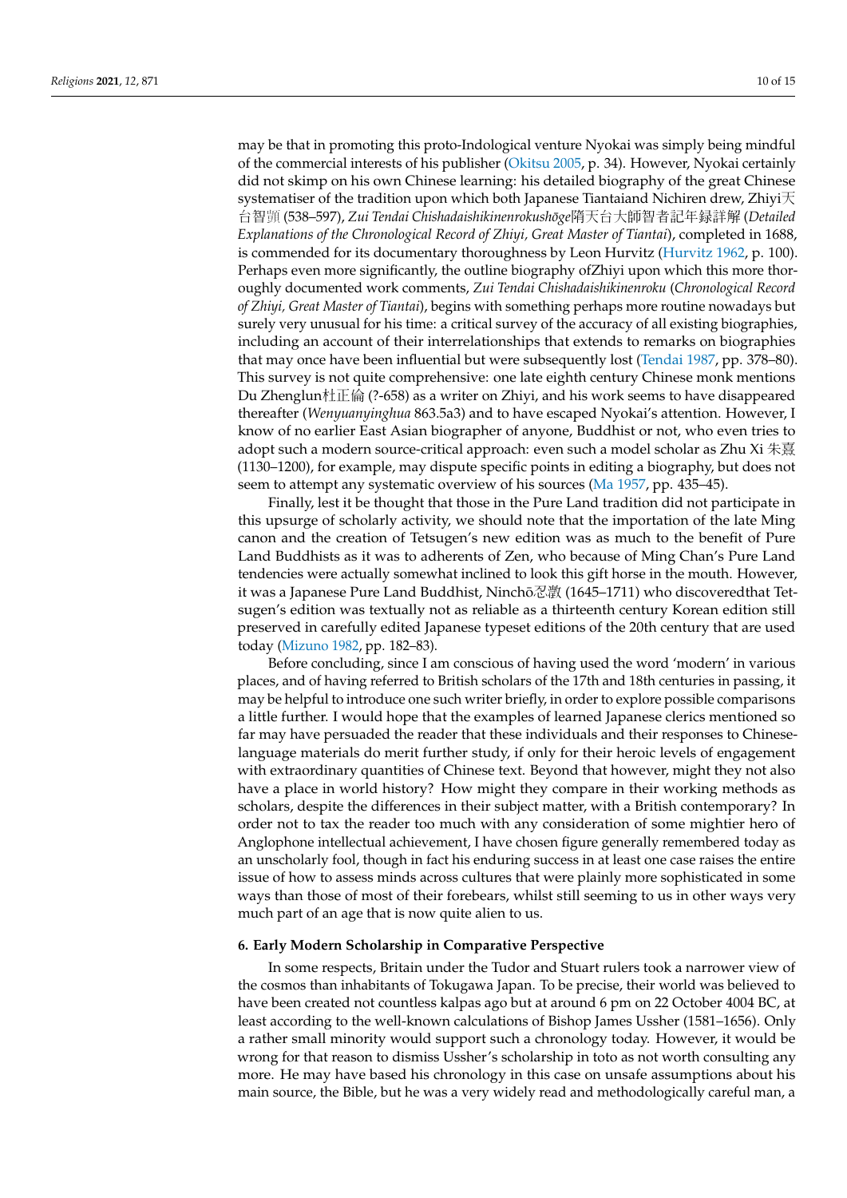may be that in promoting this proto-Indological venture Nyokai was simply being mindful of the commercial interests of his publisher (Okitsu 2005, p. 34). However, Nyokai certainly did not skimp on his own Chinese learning: his detailed biography of the great Chinese systematiser of the tradition upon which both Japanese Tiantaiand Nichiren drew, Zhiyi天台智顗 (538–597), *Zui Tendai Chishadaishikinenrokushōge*隋天台大師智者記年録詳解 (*Detailed Explanations of the Chronological Record of Zhiyi, Great Master of Tiantai*), completed in 1688, is commended for its documentary thoroughness by Leon Hurvitz (Hurvitz 1962, p. 100). Perhaps even more significantly, the outline biography ofZhiyi upon which this more thoroughly documented work comments, *Zui Tendai Chishadaishikinenroku* (*Chronological Record of Zhiyi, Great Master of Tiantai*), begins with something perhaps more routine nowadays but surely very unusual for his time: a critical survey of the accuracy of all existing biographies, including an account of their interrelationships that extends to remarks on biographies that may once have been influential but were subsequently lost (Tendai 1987, pp. 378–80). This survey is not quite comprehensive: one late eighth century Chinese monk mentions Du Zhenglun杜正倫 (?-658) as a writer on Zhiyi, and his work seems to have disappeared thereafter (*Wenyuanyinghua* 863.5a3) and to have escaped Nyokai's attention. However, I know of no earlier East Asian biographer of anyone, Buddhist or not, who even tries to adopt such a modern source-critical approach: even such a model scholar as Zhu Xi 朱熹 (1130–1200), for example, may dispute specific points in editing a biography, but does not seem to attempt any systematic overview of his sources (Ma 1957, pp. 435–45).

Finally, lest it be thought that those in the Pure Land tradition did not participate in this upsurge of scholarly activity, we should note that the importation of the late Ming canon and the creation of Tetsugen's new edition was as much to the benefit of Pure Land Buddhists as it was to adherents of Zen, who because of Ming Chan's Pure Land tendencies were actually somewhat inclined to look this gift horse in the mouth. However, it was a Japanese Pure Land Buddhist, Ninchō忍澂 (1645–1711) who discoveredthat Tetsugen's edition was textually not as reliable as a thirteenth century Korean edition still preserved in carefully edited Japanese typeset editions of the 20th century that are used today (Mizuno 1982, pp. 182–83).

Before concluding, since I am conscious of having used the word 'modern' in various places, and of having referred to British scholars of the 17th and 18th centuries in passing, it may be helpful to introduce one such writer briefly, in order to explore possible comparisons a little further. I would hope that the examples of learned Japanese clerics mentioned so far may have persuaded the reader that these individuals and their responses to Chinese-language materials do merit further study, if only for their heroic levels of engagement with extraordinary quantities of Chinese text. Beyond that however, might they not also have a place in world history? How might they compare in their working methods as scholars, despite the differences in their subject matter, with a British contemporary? In order not to tax the reader too much with any consideration of some mightier hero of Anglophone intellectual achievement, I have chosen figure generally remembered today as an unscholarly fool, though in fact his enduring success in at least one case raises the entire issue of how to assess minds across cultures that were plainly more sophisticated in some ways than those of most of their forebears, whilst still seeming to us in other ways very much part of an age that is now quite alien to us.

## 6. Early Modern Scholarship in Comparative Perspective

In some respects, Britain under the Tudor and Stuart rulers took a narrower view of the cosmos than inhabitants of Tokugawa Japan. To be precise, their world was believed to have been created not countless kalpas ago but at around 6 pm on 22 October 4004 BC, at least according to the well-known calculations of Bishop James Ussher (1581–1656). Only a rather small minority would support such a chronology today. However, it would be wrong for that reason to dismiss Ussher's scholarship in toto as not worth consulting any more. He may have based his chronology in this case on unsafe assumptions about his main source, the Bible, but he was a very widely read and methodologically careful man, a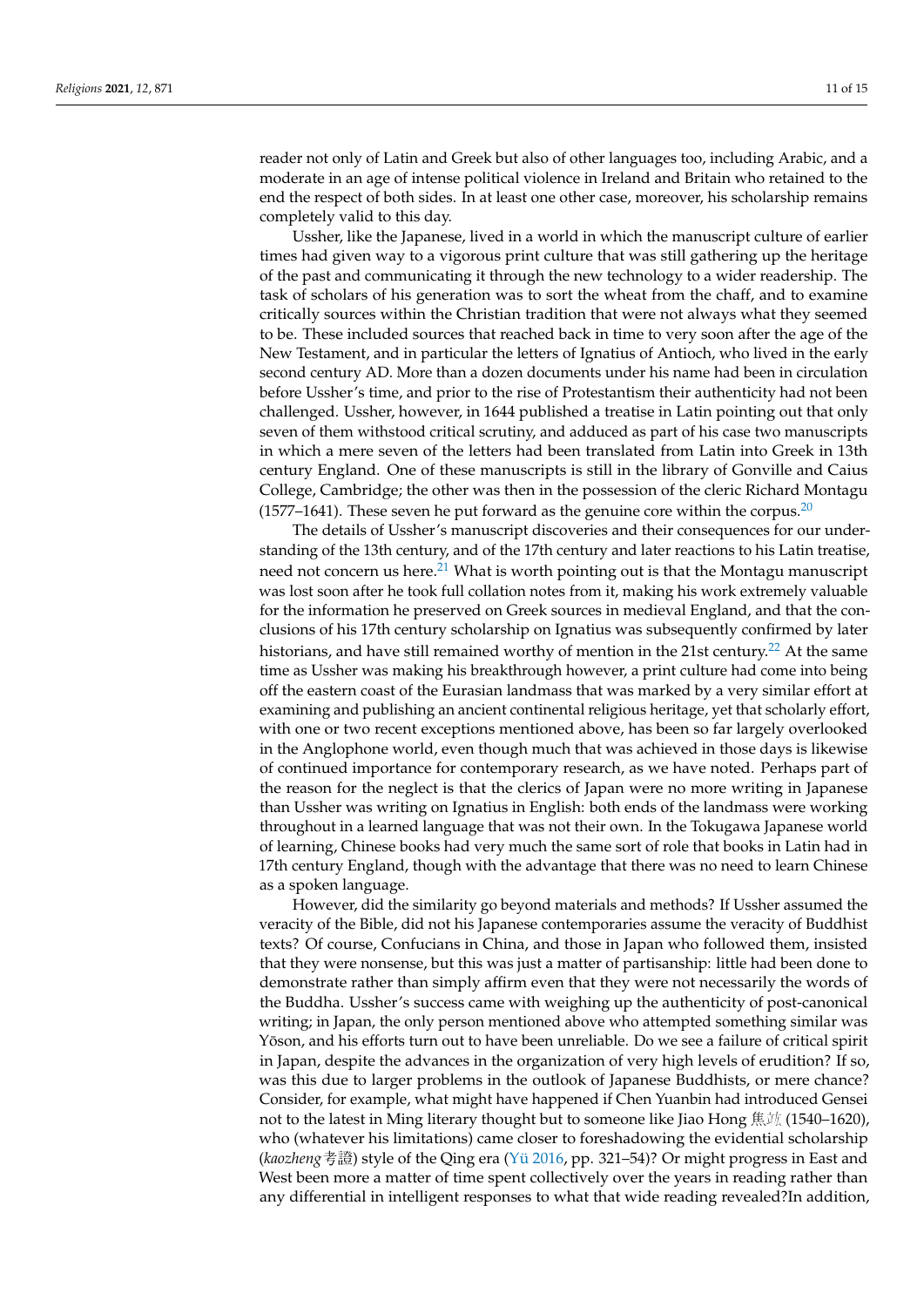reader not only of Latin and Greek but also of other languages too, including Arabic, and a moderate in an age of intense political violence in Ireland and Britain who retained to the end the respect of both sides. In at least one other case, moreover, his scholarship remains completely valid to this day.

Ussher, like the Japanese, lived in a world in which the manuscript culture of earlier times had given way to a vigorous print culture that was still gathering up the heritage of the past and communicating it through the new technology to a wider readership. The task of scholars of his generation was to sort the wheat from the chaff, and to examine critically sources within the Christian tradition that were not always what they seemed to be. These included sources that reached back in time to very soon after the age of the New Testament, and in particular the letters of Ignatius of Antioch, who lived in the early second century AD. More than a dozen documents under his name had been in circulation before Ussher's time, and prior to the rise of Protestantism their authenticity had not been challenged. Ussher, however, in 1644 published a treatise in Latin pointing out that only seven of them withstood critical scrutiny, and adduced as part of his case two manuscripts in which a mere seven of the letters had been translated from Latin into Greek in 13th century England. One of these manuscripts is still in the library of Gonville and Caius College, Cambridge; the other was then in the possession of the cleric Richard Montagu (1577–1641). These seven he put forward as the genuine core within the corpus.[20]

The details of Ussher's manuscript discoveries and their consequences for our understanding of the 13th century, and of the 17th century and later reactions to his Latin treatise, need not concern us here.[21] What is worth pointing out is that the Montagu manuscript was lost soon after he took full collation notes from it, making his work extremely valuable for the information he preserved on Greek sources in medieval England, and that the conclusions of his 17th century scholarship on Ignatius was subsequently confirmed by later historians, and have still remained worthy of mention in the 21st century.[22] At the same time as Ussher was making his breakthrough however, a print culture had come into being off the eastern coast of the Eurasian landmass that was marked by a very similar effort at examining and publishing an ancient continental religious heritage, yet that scholarly effort, with one or two recent exceptions mentioned above, has been so far largely overlooked in the Anglophone world, even though much that was achieved in those days is likewise of continued importance for contemporary research, as we have noted. Perhaps part of the reason for the neglect is that the clerics of Japan were no more writing in Japanese than Ussher was writing on Ignatius in English: both ends of the landmass were working throughout in a learned language that was not their own. In the Tokugawa Japanese world of learning, Chinese books had very much the same sort of role that books in Latin had in 17th century England, though with the advantage that there was no need to learn Chinese as a spoken language.

However, did the similarity go beyond materials and methods? If Ussher assumed the veracity of the Bible, did not his Japanese contemporaries assume the veracity of Buddhist texts? Of course, Confucians in China, and those in Japan who followed them, insisted that they were nonsense, but this was just a matter of partisanship: little had been done to demonstrate rather than simply affirm even that they were not necessarily the words of the Buddha. Ussher's success came with weighing up the authenticity of post-canonical writing; in Japan, the only person mentioned above who attempted something similar was Yōson, and his efforts turn out to have been unreliable. Do we see a failure of critical spirit in Japan, despite the advances in the organization of very high levels of erudition? If so, was this due to larger problems in the outlook of Japanese Buddhists, or mere chance? Consider, for example, what might have happened if Chen Yuanbin had introduced Gensei not to the latest in Ming literary thought but to someone like Jiao Hong 焦竑 (1540–1620), who (whatever his limitations) came closer to foreshadowing the evidential scholarship (*kaozheng* 考證) style of the Qing era (Yü 2016, pp. 321–54)? Or might progress in East and West been more a matter of time spent collectively over the years in reading rather than any differential in intelligent responses to what that wide reading revealed?In addition,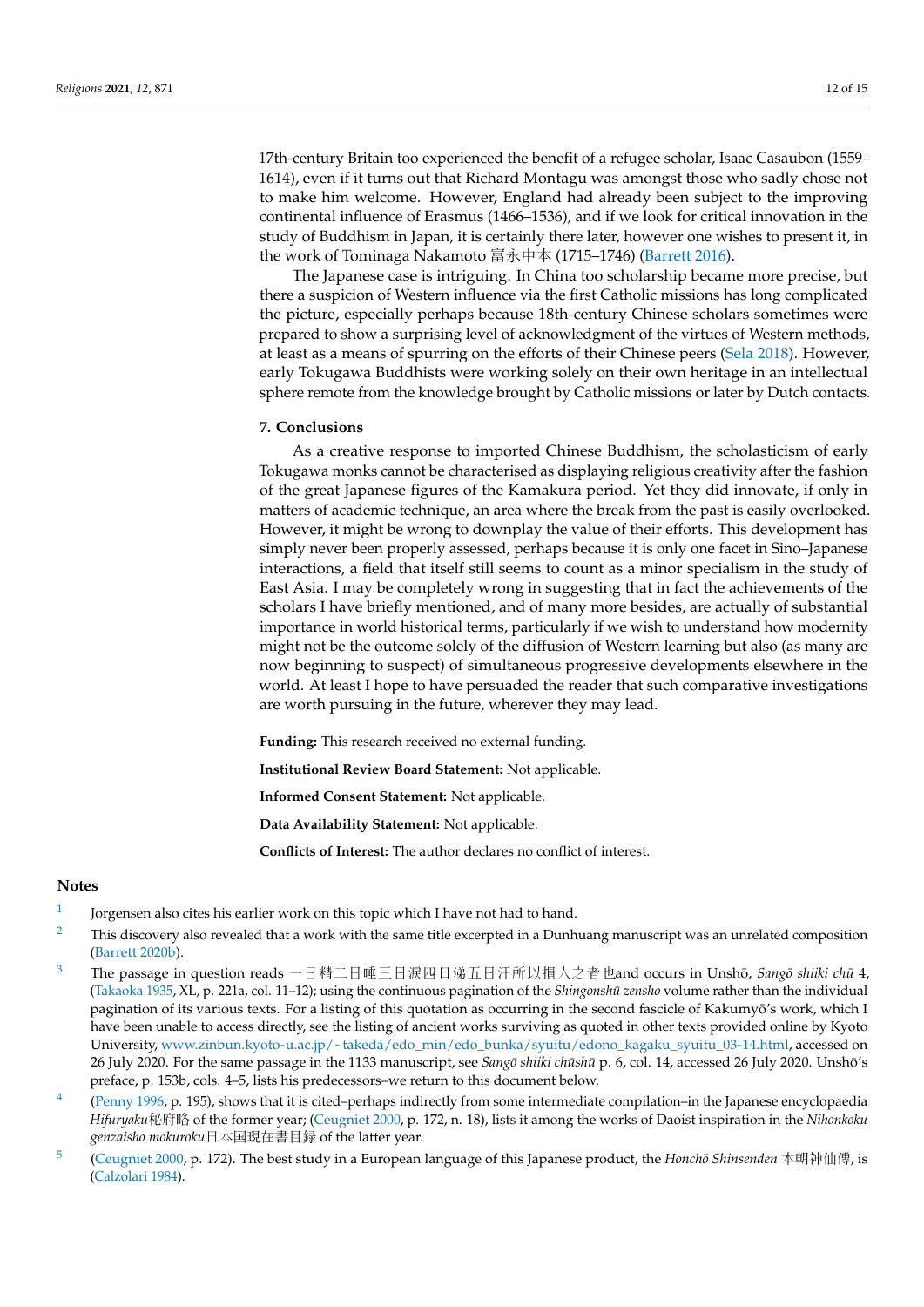17th-century Britain too experienced the benefit of a refugee scholar, Isaac Casaubon (1559–1614), even if it turns out that Richard Montagu was amongst those who sadly chose not to make him welcome. However, England had already been subject to the improving continental influence of Erasmus (1466–1536), and if we look for critical innovation in the study of Buddhism in Japan, it is certainly there later, however one wishes to present it, in the work of Tominaga Nakamoto 富永中本 (1715–1746) (Barrett 2016).

The Japanese case is intriguing. In China too scholarship became more precise, but there a suspicion of Western influence via the first Catholic missions has long complicated the picture, especially perhaps because 18th-century Chinese scholars sometimes were prepared to show a surprising level of acknowledgment of the virtues of Western methods, at least as a means of spurring on the efforts of their Chinese peers (Sela 2018). However, early Tokugawa Buddhists were working solely on their own heritage in an intellectual sphere remote from the knowledge brought by Catholic missions or later by Dutch contacts.

## 7. Conclusions

As a creative response to imported Chinese Buddhism, the scholasticism of early Tokugawa monks cannot be characterised as displaying religious creativity after the fashion of the great Japanese figures of the Kamakura period. Yet they did innovate, if only in matters of academic technique, an area where the break from the past is easily overlooked. However, it might be wrong to downplay the value of their efforts. This development has simply never been properly assessed, perhaps because it is only one facet in Sino–Japanese interactions, a field that itself still seems to count as a minor specialism in the study of East Asia. I may be completely wrong in suggesting that in fact the achievements of the scholars I have briefly mentioned, and of many more besides, are actually of substantial importance in world historical terms, particularly if we wish to understand how modernity might not be the outcome solely of the diffusion of Western learning but also (as many are now beginning to suspect) of simultaneous progressive developments elsewhere in the world. At least I hope to have persuaded the reader that such comparative investigations are worth pursuing in the future, wherever they may lead.

**Funding:** This research received no external funding.

**Institutional Review Board Statement:** Not applicable.

**Informed Consent Statement:** Not applicable.

**Data Availability Statement:** Not applicable.

**Conflicts of Interest:** The author declares no conflict of interest.

## Notes

1. Jorgensen also cites his earlier work on this topic which I have not had to hand.
2. This discovery also revealed that a work with the same title excerpted in a Dunhuang manuscript was an unrelated composition (Barrett 2020b).
3. The passage in question reads 一日精二日唾三日涙四日涕五日汗所以損人之者也and occurs in Unshō, *Sangō shiiki chū* 4, (Takaoka 1935, XL, p. 221a, col. 11–12); using the continuous pagination of the *Shingonshū zensho* volume rather than the individual pagination of its various texts. For a listing of this quotation as occurring in the second fascicle of Kakumyō's work, which I have been unable to access directly, see the listing of ancient works surviving as quoted in other texts provided online by Kyoto University, www.zinbun.kyoto-u.ac.jp/~takeda/edo_min/edo_bunka/syuitu/edono_kagaku_syuitu_03-14.html, accessed on 26 July 2020. For the same passage in the 1133 manuscript, see *Sangō shiiki chūshū* p. 6, col. 14, accessed 26 July 2020. Unshō's preface, p. 153b, cols. 4–5, lists his predecessors–we return to this document below.
4. (Penny 1996, p. 195), shows that it is cited–perhaps indirectly from some intermediate compilation–in the Japanese encyclopaedia *Hifuryaku*秘府略 of the former year; (Ceugniet 2000, p. 172, n. 18), lists it among the works of Daoist inspiration in the *Nihonkoku genzaisho mokuroku*日本国現在書目録 of the latter year.
5. (Ceugniet 2000, p. 172). The best study in a European language of this Japanese product, the *Honchō Shinsenden* 本朝神仙傳, is (Calzolari 1984).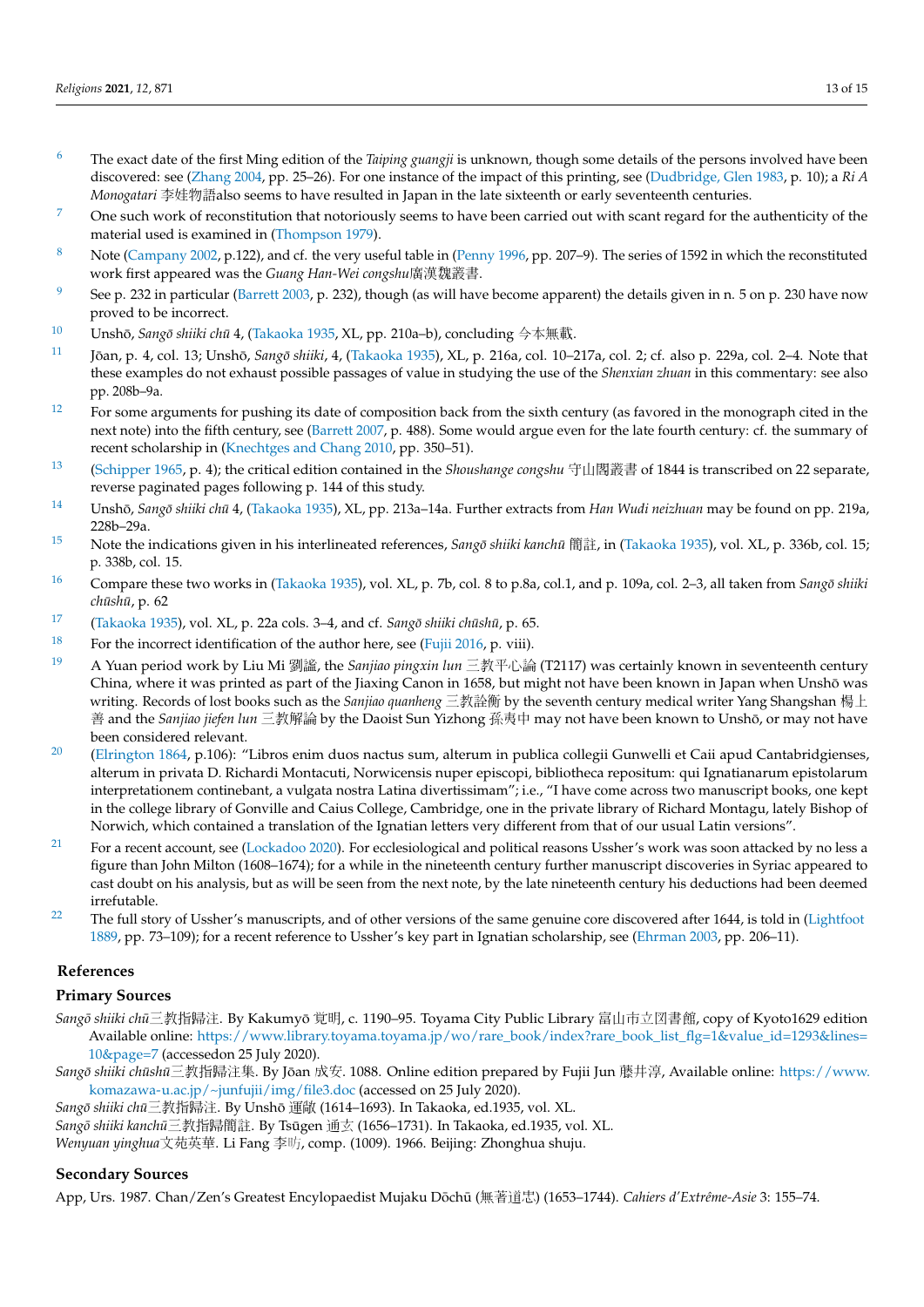6 The exact date of the first Ming edition of the *Taiping guangji* is unknown, though some details of the persons involved have been discovered: see (Zhang 2004, pp. 25–26). For one instance of the impact of this printing, see (Dudbridge, Glen 1983, p. 10); a *Ri A Monogatari* 李娃物語also seems to have resulted in Japan in the late sixteenth or early seventeenth centuries.

7 One such work of reconstitution that notoriously seems to have been carried out with scant regard for the authenticity of the material used is examined in (Thompson 1979).

8 Note (Campany 2002, p.122), and cf. the very useful table in (Penny 1996, pp. 207–9). The series of 1592 in which the reconstituted work first appeared was the *Guang Han-Wei congshu*廣漢魏叢書.

9 See p. 232 in particular (Barrett 2003, p. 232), though (as will have become apparent) the details given in n. 5 on p. 230 have now proved to be incorrect.

10 Unshō, *Sangō shiiki chū* 4, (Takaoka 1935, XL, pp. 210a–b), concluding 今本無載.

11 Jōan, p. 4, col. 13; Unshō, *Sangō shiiki*, 4, (Takaoka 1935), XL, p. 216a, col. 10–217a, col. 2; cf. also p. 229a, col. 2–4. Note that these examples do not exhaust possible passages of value in studying the use of the *Shenxian zhuan* in this commentary: see also pp. 208b–9a.

12 For some arguments for pushing its date of composition back from the sixth century (as favored in the monograph cited in the next note) into the fifth century, see (Barrett 2007, p. 488). Some would argue even for the late fourth century: cf. the summary of recent scholarship in (Knechtges and Chang 2010, pp. 350–51).

13 (Schipper 1965, p. 4); the critical edition contained in the *Shoushange congshu* 守山閣叢書 of 1844 is transcribed on 22 separate, reverse paginated pages following p. 144 of this study.

14 Unshō, *Sangō shiiki chū* 4, (Takaoka 1935), XL, pp. 213a–14a. Further extracts from *Han Wudi neizhuan* may be found on pp. 219a, 228b–29a.

15 Note the indications given in his interlineated references, *Sangō shiiki kanchū* 簡註, in (Takaoka 1935), vol. XL, p. 336b, col. 15; p. 338b, col. 15.

16 Compare these two works in (Takaoka 1935), vol. XL, p. 7b, col. 8 to p.8a, col.1, and p. 109a, col. 2–3, all taken from *Sangō shiiki chūshū*, p. 62

17 (Takaoka 1935), vol. XL, p. 22a cols. 3–4, and cf. *Sangō shiiki chūshū*, p. 65.

18 For the incorrect identification of the author here, see (Fujii 2016, p. viii).

19 A Yuan period work by Liu Mi 劉謐, the *Sanjiao pingxin lun* 三教平心論 (T2117) was certainly known in seventeenth century China, where it was printed as part of the Jiaxing Canon in 1658, but might not have been known in Japan when Unshō was writing. Records of lost books such as the *Sanjiao quanheng* 三教詮衡 by the seventh century medical writer Yang Shangshan 楊上善 and the *Sanjiao jiefen lun* 三教解論 by the Daoist Sun Yizhong 孫夷中 may not have been known to Unshō, or may not have been considered relevant.

20 (Elrington 1864, p.106): "Libros enim duos nactus sum, alterum in publica collegii Gunwelli et Caii apud Cantabridgienses, alterum in privata D. Richardi Montacuti, Norwicensis nuper episcopi, bibliotheca repositum: qui Ignatianarum epistolarum interpretationem continebant, a vulgata nostra Latina divertissimam"; i.e., "I have come across two manuscript books, one kept in the college library of Gonville and Caius College, Cambridge, one in the private library of Richard Montagu, lately Bishop of Norwich, which contained a translation of the Ignatian letters very different from that of our usual Latin versions".

21 For a recent account, see (Lockadoo 2020). For ecclesiological and political reasons Ussher's work was soon attacked by no less a figure than John Milton (1608–1674); for a while in the nineteenth century further manuscript discoveries in Syriac appeared to cast doubt on his analysis, but as will be seen from the next note, by the late nineteenth century his deductions had been deemed irrefutable.

22 The full story of Ussher's manuscripts, and of other versions of the same genuine core discovered after 1644, is told in (Lightfoot 1889, pp. 73–109); for a recent reference to Ussher's key part in Ignatian scholarship, see (Ehrman 2003, pp. 206–11).

## References

### Primary Sources

*Sangō shiiki chū*三教指歸注. By Kakumyō 覚明, c. 1190–95. Toyama City Public Library 富山市立図書館, copy of Kyoto1629 edition Available online: https://www.library.toyama.toyama.jp/wo/rare_book/index?rare_book_list_flg=1&value_id=1293&lines=10&page=7 (accessedon 25 July 2020).

*Sangō shiiki chūshū*三教指歸注集. By Jōan 成安. 1088. Online edition prepared by Fujii Jun 藤井淳, Available online: https://www.komazawa-u.ac.jp/~junfujii/img/file3.doc (accessed on 25 July 2020).

*Sangō shiiki chū*三教指歸注. By Unshō 運敞 (1614–1693). In Takaoka, ed.1935, vol. XL.

*Sangō shiiki kanchū*三教指歸簡註. By Tsūgen 通玄 (1656–1731). In Takaoka, ed.1935, vol. XL.

*Wenyuan yinghua*文苑英華. Li Fang 李昉, comp. (1009). 1966. Beijing: Zhonghua shuju.

### Secondary Sources

App, Urs. 1987. Chan/Zen's Greatest Encyclopaedist Mujaku Dōchū (無著道忠) (1653–1744). *Cahiers d'Extrême-Asie* 3: 155–74.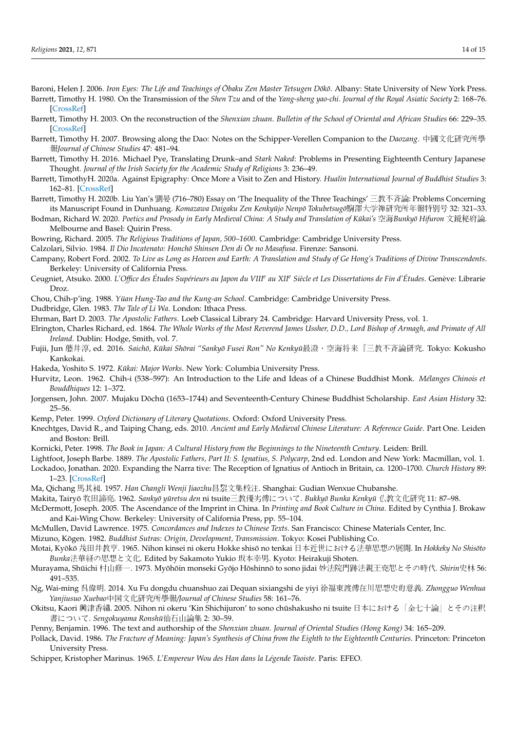Baroni, Helen J. 2006. *Iron Eyes: The Life and Teachings of Ōbaku Zen Master Tetsugen Dōkō*. Albany: State University of New York Press.

Barrett, Timothy H. 1980. On the Transmission of the *Shen Tzu* and of the *Yang-sheng yao-chi*. *Journal of the Royal Asiatic Society* 2: 168–76. [CrossRef]

Barrett, Timothy H. 2003. On the reconstruction of the *Shenxian zhuan*. *Bulletin of the School of Oriental and African Studies* 66: 229–35. [CrossRef]

Barrett, Timothy H. 2007. Browsing along the Dao: Notes on the Schipper-Verellen Companion to the *Daozang*. 中國文化研究所學報*Journal of Chinese Studies* 47: 481–94.

Barrett, Timothy H. 2016. Michael Pye, Translating Drunk–and *Stark Naked*: Problems in Presenting Eighteenth Century Japanese Thought. *Journal of the Irish Society for the Academic Study of Religions* 3: 236–49.

Barrett, TimothyH. 2020a. Against Epigraphy: Once More a Visit to Zen and History. *Hualin International Journal of Buddhist Studies* 3: 162–81. [CrossRef]

Barrett, Timothy H. 2020b. Liu Yan's 劉晏 (716–780) Essay on 'The Inequality of the Three Teachings' 三教不斉論: Problems Concerning its Manuscript Found in Dunhuang. *Komazawa Daigaku Zen Kenkyūjo Nenpō Tokubetsugō*駒澤大学禅研究所年報特別号 32: 321–33.

Bodman, Richard W. 2020. *Poetics and Prosody in Early Medieval China: A Study and Translation of Kūkai's* 空海*Bunkyō Hifuron* 文鏡秘府論. Melbourne and Basel: Quirin Press.

Bowring, Richard. 2005. *The Religious Traditions of Japan, 500–1600*. Cambridge: Cambridge University Press.

Calzolari, Silvio. 1984. *Il Dio Incatenato: Honchō Shinsen Den di Ōe no Masafusa*. Firenze: Sansoni.

Campany, Robert Ford. 2002. *To Live as Long as Heaven and Earth: A Translation and Study of Ge Hong's Traditions of Divine Transcendents*. Berkeley: University of California Press.

Ceugniet, Atsuko. 2000. *L'Office des Études Supérieurs au Japon du VIII^e au XII^e Siècle et Les Dissertations de Fin d'Études*. Genève: Librarie Droz.

Chou, Chih-p'ing. 1988. *Yüan Hung-Tao and the Kung-an School*. Cambridge: Cambridge University Press.

Dudbridge, Glen. 1983. *The Tale of Li Wa*. London: Ithaca Press.

Ehrman, Bart D. 2003. *The Apostolic Fathers*. Loeb Classical Library 24. Cambridge: Harvard University Press, vol. 1.

Elrington, Charles Richard, ed. 1864. *The Whole Works of the Most Reverend James Ussher, D.D., Lord Bishop of Armagh, and Primate of All Ireland*. Dublin: Hodge, Smith, vol. 7.

Fujii, Jun 藤井淳, ed. 2016. *Saichō, Kūkai Shōrai "Sankyō Fusei Ron" No Kenkyū*最澄・空海将来『三教不斉論研究. Tokyo: Kokusho Kankokai.

Hakeda, Yoshito S. 1972. *Kūkai: Major Works*. New York: Columbia University Press.

Hurvitz, Leon. 1962. Chih-i (538–597): An Introduction to the Life and Ideas of a Chinese Buddhist Monk. *Mélanges Chinois et Bouddhiques* 12: 1–372.

Jorgensen, John. 2007. Mujaku Dōchū (1653–1744) and Seventeenth-Century Chinese Buddhist Scholarship. *East Asian History* 32: 25–56.

Kemp, Peter. 1999. *Oxford Dictionary of Literary Quotations*. Oxford: Oxford University Press.

Knechtges, David R., and Taiping Chang, eds. 2010. *Ancient and Early Medieval Chinese Literature: A Reference Guide*. Part One. Leiden and Boston: Brill.

Kornicki, Peter. 1998. *The Book in Japan: A Cultural History from the Beginnings to the Nineteenth Century*. Leiden: Brill.

Lightfoot, Joseph Barbe. 1889. *The Apostolic Fathers, Part II: S. Ignatius, S. Polycarp*, 2nd ed. London and New York: Macmillan, vol. 1.

Lockadoo, Jonathan. 2020. Expanding the Narra tive: The Reception of Ignatius of Antioch in Britain, ca. 1200–1700. *Church History* 89: 1–23. [CrossRef]

Ma, Qichang 馬其昶. 1957. *Han Changli Wenji Jiaozhu*昌黎文集校注. Shanghai: Gudian Wenxue Chubanshe.

Makita, Tairyō 牧田諦亮. 1962. *Sankyō yūretsu den* ni tsuite三教優劣傳について. *Bukkyō Bunka Kenkyū* 仏教文化研究 11: 87–98.

McDermott, Joseph. 2005. The Ascendance of the Imprint in China. In *Printing and Book Culture in China*. Edited by Cynthia J. Brokaw and Kai-Wing Chow. Berkeley: University of California Press, pp. 55–104.

McMullen, David Lawrence. 1975. *Concordances and Indexes to Chinese Texts*. San Francisco: Chinese Materials Center, Inc.

Mizuno, Kōgen. 1982. *Buddhist Sutras: Origin, Development, Transmission*. Tokyo: Kosei Publishing Co.

Motai, Kyōkō 茂田井教亨. 1965. Nihon kinsei ni okeru Hokke shisō no tenkai 日本近世における法華思想の展開. In *Hokkeky No Shisōto Bunka*法華経の思想と文化. Edited by Sakamoto Yukio 坂本幸男. Kyoto: Heirakuji Shoten.

Murayama, Shūichi 村山修一. 1973. Myōhōin monseki Gyōjo Hōshinnō to sono jidai 妙法院門跡法親王尭恕とその時代. *Shirin*史林 56: 491–535.

Ng, Wai-ming 吳偉明. 2014. Xu Fu dongdu chuanshuo zai Dequan sixiangshi de yiyi 徐福東渡傳在川思想史的意義. *Zhongguo Wenhua Yanjiusuo Xuebao*中国文化研究所學報/*Journal of Chinese Studies* 58: 161–76.

Okitsu, Kaori 興津香織. 2005. Nihon ni okeru 'Kin Shichijuron' to sono chūshakusho ni tsuite 日本における「金七十論」とその注釈書について. *Sengokuyama Ronshū*仙石山論集 2: 30–59.

Penny, Benjamin. 1996. The text and authorship of the *Shenxian zhuan*. *Journal of Oriental Studies (Hong Kong)* 34: 165–209.

Pollack, David. 1986. *The Fracture of Meaning: Japan's Synthesis of China from the Eighth to the Eighteenth Centuries*. Princeton: Princeton University Press.

Schipper, Kristopher Marinus. 1965. *L'Empereur Wou des Han dans la Légende Taoiste*. Paris: EFEO.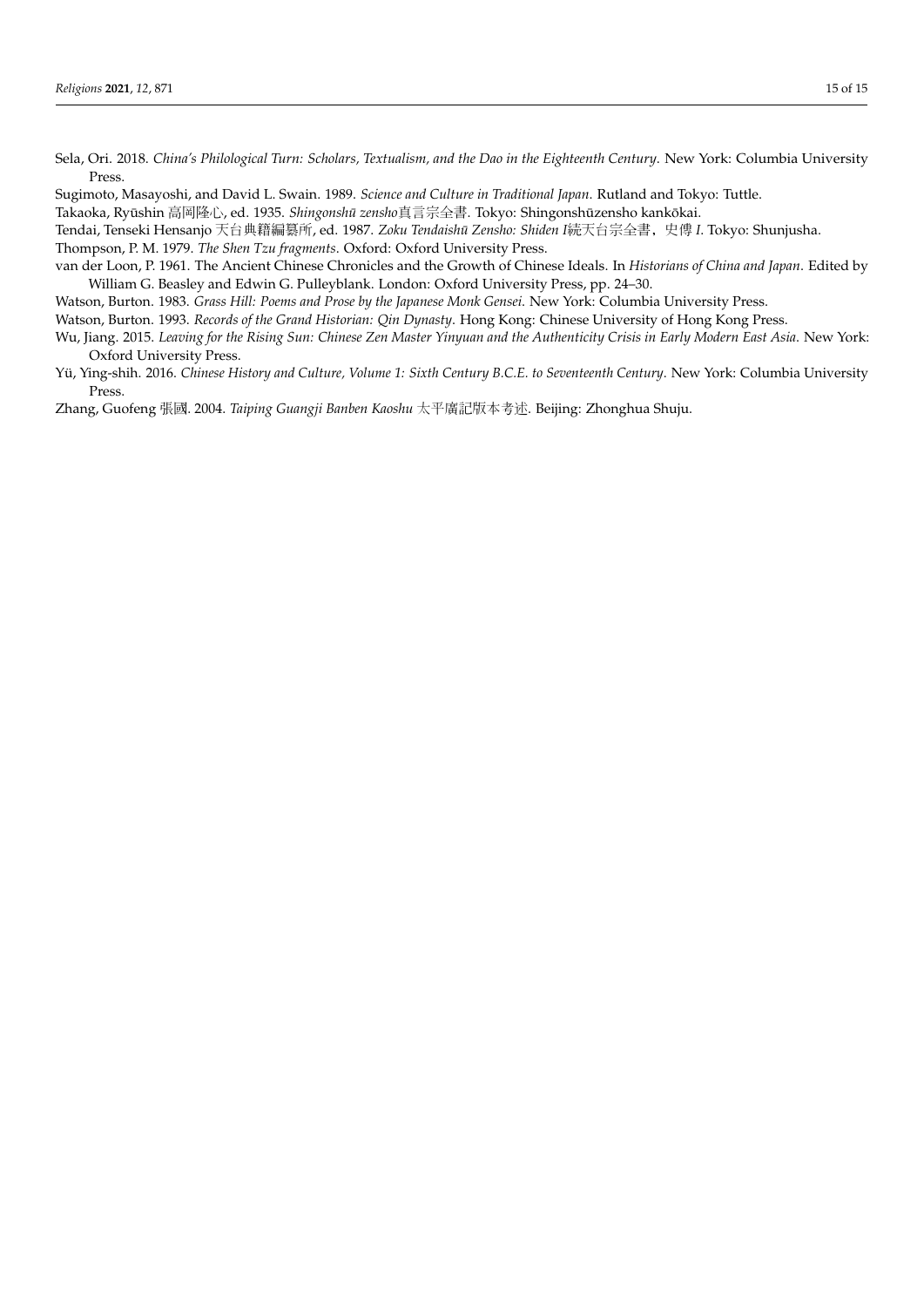Sela, Ori. 2018. *China's Philological Turn: Scholars, Textualism, and the Dao in the Eighteenth Century*. New York: Columbia University Press.

Sugimoto, Masayoshi, and David L. Swain. 1989. *Science and Culture in Traditional Japan*. Rutland and Tokyo: Tuttle.

Takaoka, Ryūshin 高岡隆心, ed. 1935. *Shingonshū zensho*真言宗全書. Tokyo: Shingonshūzensho kankōkai.

Tendai, Tenseki Hensanjo 天台典籍編纂所, ed. 1987. *Zoku Tendaishū Zensho: Shiden I*続天台宗全書，史傳 *I*. Tokyo: Shunjusha.

Thompson, P. M. 1979. *The Shen Tzu fragments*. Oxford: Oxford University Press.

van der Loon, P. 1961. The Ancient Chinese Chronicles and the Growth of Chinese Ideals. In *Historians of China and Japan*. Edited by William G. Beasley and Edwin G. Pulleyblank. London: Oxford University Press, pp. 24–30.

Watson, Burton. 1983. *Grass Hill: Poems and Prose by the Japanese Monk Gensei*. New York: Columbia University Press.

Watson, Burton. 1993. *Records of the Grand Historian: Qin Dynasty*. Hong Kong: Chinese University of Hong Kong Press.

Wu, Jiang. 2015. *Leaving for the Rising Sun: Chinese Zen Master Yinyuan and the Authenticity Crisis in Early Modern East Asia*. New York: Oxford University Press.

Yü, Ying-shih. 2016. *Chinese History and Culture, Volume 1: Sixth Century B.C.E. to Seventeenth Century*. New York: Columbia University Press.

Zhang, Guofeng 張國. 2004. *Taiping Guangji Banben Kaoshu* 太平廣記版本考述. Beijing: Zhonghua Shuju.